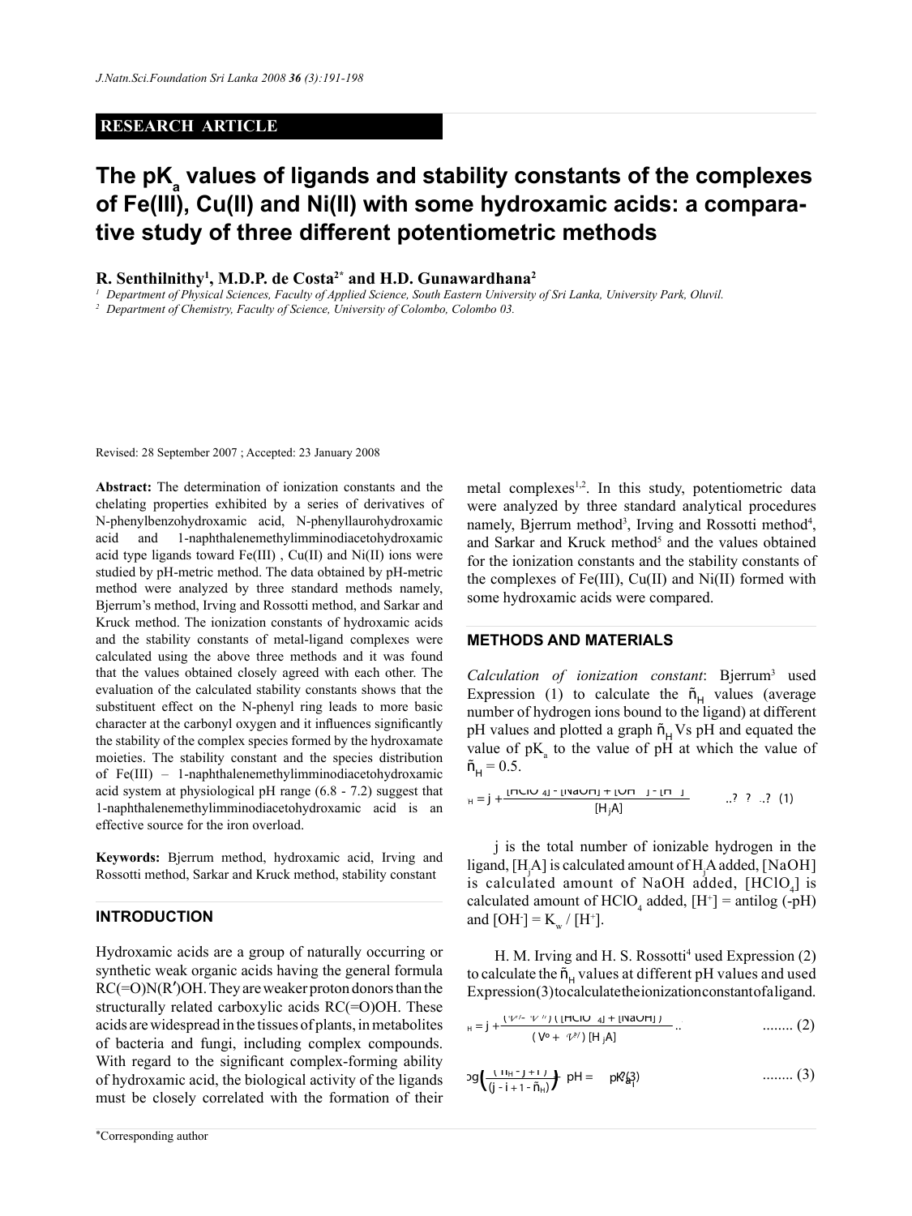## RESEARCH ARTICLE

# The $pK_a$ values of ligands and stability constants of the complexes of Fe(III), Cu(II) and Ni(II) with some hydroxamic acids: a comparative study of three different potentiometric methods

**R. Senthilnithy[1], M.D.P. de Costa[2*] and H.D. Gunawardhana[2]**

[1] Department of Physical Sciences, Faculty of Applied Science, South Eastern University of Sri Lanka, University Park, Oluvil.

[2] Department of Chemistry, Faculty of Science, University of Colombo, Colombo 03.

Revised: 28 September 2007 ; Accepted: 23 January 2008

**Abstract:** The determination of ionization constants and the chelating properties exhibited by a series of derivatives of N-phenylbenzohydroxamic acid, N-phenyllaurohydroxamic acid and 1-naphthalenemethylimminodiacetohydroxamic acid type ligands toward Fe(III) , Cu(II) and Ni(II) ions were studied by pH-metric method. The data obtained by pH-metric method were analyzed by three standard methods namely, Bjerrum's method, Irving and Rossotti method, and Sarkar and Kruck method. The ionization constants of hydroxamic acids and the stability constants of metal-ligand complexes were calculated using the above three methods and it was found that the values obtained closely agreed with each other. The evaluation of the calculated stability constants shows that the substituent effect on the N-phenyl ring leads to more basic character at the carbonyl oxygen and it influences significantly the stability of the complex species formed by the hydroxamate moieties. The stability constant and the species distribution of Fe(III) – 1-naphthalenemethylimminodiacetohydroxamic acid system at physiological pH range (6.8 - 7.2) suggest that 1-naphthalenemethylimminodiacetohydroxamic acid is an effective source for the iron overload.

**Keywords:** Bjerrum method, hydroxamic acid, Irving and Rossotti method, Sarkar and Kruck method, stability constant

## INTRODUCTION

Hydroxamic acids are a group of naturally occurring or synthetic weak organic acids having the general formula RC(=O)N(R′)OH. They are weaker proton donors than the structurally related carboxylic acids RC(=O)OH. These acids are widespread in the tissues of plants, in metabolites of bacteria and fungi, including complex compounds. With regard to the significant complex-forming ability of hydroxamic acid, the biological activity of the ligands must be closely correlated with the formation of their metal complexes[1,2]. In this study, potentiometric data were analyzed by three standard analytical procedures namely, Bjerrum method[3], Irving and Rossotti method[4], and Sarkar and Kruck method[5] and the values obtained for the ionization constants and the stability constants of the complexes of Fe(III), Cu(II) and Ni(II) formed with some hydroxamic acids were compared.

## METHODS AND MATERIALS

*Calculation of ionization constant*: Bjerrum[3] used Expression (1) to calculate the $\tilde{n}_H$ values (average number of hydrogen ions bound to the ligand) at different pH values and plotted a graph $\tilde{n}_H$ Vs pH and equated the value of $pK_a$ to the value of pH at which the value of $\tilde{n}_H = 0.5$.

$$\tilde{n}_H = j + \frac{[HClO_4] - [NaOH] + [OH^-] - [H^+]}{[H_jA]} \quad \text{........ (1)}$$

j is the total number of ionizable hydrogen in the ligand, $[H_jA]$ is calculated amount of $H_jA$ added, [NaOH] is calculated amount of NaOH added, $[HClO_4]$ is calculated amount of $HClO_4$ added, $[H^+]$ = antilog (-pH) and $[OH^-] = K_w / [H^+]$.

H. M. Irving and H. S. Rossotti[4] used Expression (2) to calculate the $\tilde{n}_H$ values at different pH values and used Expression (3) to calculate the ionization constant of a ligand.

$$\tilde{n}_H = j + \frac{(V'' - V')([HClO_4] + [NaOH])}{(V^o + V')[H_jA]} \quad \text{........ (2)}$$

$$\log\left(\frac{(\tilde{n}_H - j + i)}{(j - i + 1 - \tilde{n}_H)}\right) + pH = pK_{a_i} \quad \text{........ (3)}$$

*Corresponding author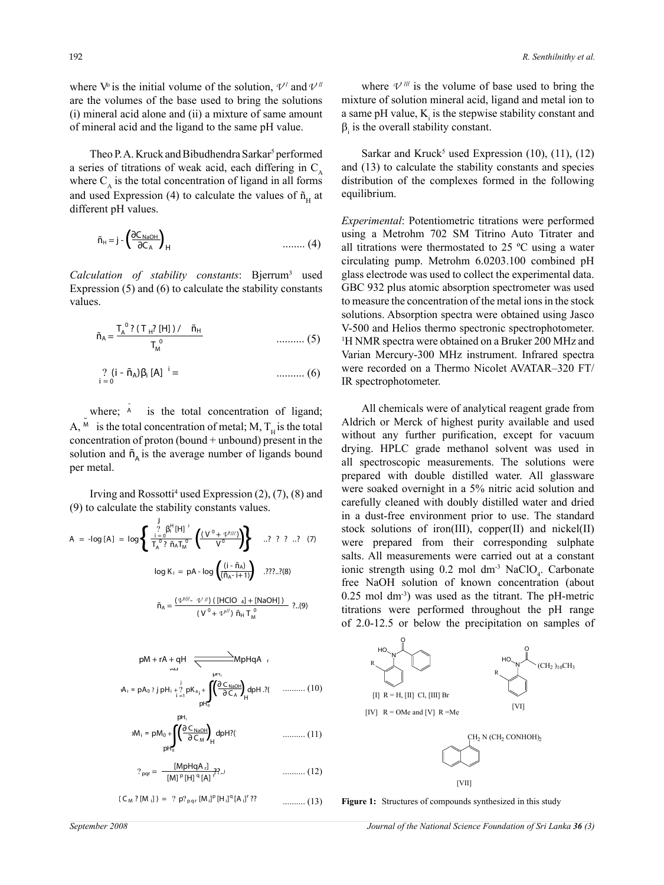where $V^0$ is the initial volume of the solution, $\mathcal{V}^{I}$ and $\mathcal{V}^{II}$ are the volumes of the base used to bring the solutions (i) mineral acid alone and (ii) a mixture of same amount of mineral acid and the ligand to the same pH value.

Theo P. A. Kruck and Bibudhendra Sarkar[5] performed a series of titrations of weak acid, each differing in $C_A$ where $C_A$ is the total concentration of ligand in all forms and used Expression (4) to calculate the values of $\tilde{n}_H$ at different pH values.

$$\tilde{n}_H = j - \left(\frac{\partial C_{NaOH}}{\partial C_A}\right)_H \qquad \text{........ (4)}$$

*Calculation of stability constants*: Bjerrum[3] used Expression (5) and (6) to calculate the stability constants values.

$$\tilde{n}_A = \frac{T_A^0 ? (T_H ? [H]) / \quad \tilde{n}_H}{T_M^0} \qquad \text{.......... (5)}$$

$$\underset{i=0}{?} (i - \tilde{n}_A)\beta_i [A]^i = \qquad \text{.......... (6)}$$

where; $\tilde{A}$ is the total concentration of ligand; A, $\tilde{M}$ is the total concentration of metal; M, $T_H$ is the total concentration of proton (bound + unbound) present in the solution and $\tilde{n}_A$ is the average number of ligands bound per metal.

Irving and Rossotti[4] used Expression (2), (7), (8) and (9) to calculate the stability constants values.

$$A = -\log [A] = \log \left\{ \frac{\sum_{i=0}^{J} \beta_i^H [H]^i}{T_A^0 ? \tilde{n}_A T_M^0} \left(\frac{(V^0 + \mathcal{V}^{III})}{V^0}\right) \right\} \qquad \text{..? ? ? ..? (7)}$$

$$\log K_i = pA - \log \left(\frac{(i - \tilde{n}_A)}{(\tilde{n}_A - i + 1)}\right) \qquad \text{.???..?(8)}$$

$$\tilde{n}_A = \frac{(\mathcal{V}^{III} - \mathcal{V}^{II}) ([HClO_4] + [NaOH])}{(V^0 + \mathcal{V}^{II}) \tilde{n}_H T_M^0} \qquad \text{?..(9)}$$

where $\mathcal{V}^{III}$ is the volume of base used to bring the mixture of solution mineral acid, ligand and metal ion to a same pH value, $K_i$ is the stepwise stability constant and $\beta_i$ is the overall stability constant.

Sarkar and Kruck[5] used Expression (10), (11), (12) and (13) to calculate the stability constants and species distribution of the complexes formed in the following equilibrium.

$$pM + rA + qH \rightleftharpoons MpHqA_r$$

$$pA_i = pA_0 ? j\,pH_i + \sum_{i=1}^{j} pK_{a_i} + \int_{pH_0}^{pH_i} \left(\frac{\partial C_{NaOH}}{\partial C_A}\right)_H dpH \;.?( \qquad \text{.......... (10)}$$

$$pM_i = pM_0 + \int_{pH_0}^{pH_i} \left(\frac{\partial C_{NaOH}}{\partial C_M}\right)_H dpH?( \qquad \text{.......... (11)}$$

$$?_{pqr} = \frac{[MpHqA_r]}{[M]^p [H]^q [A]^r} ??.. \qquad \text{.......... (12)}$$

$$(C_M ? [M_i]) = ? p?_{pqr} [M_i]^p [H_i]^q [A_i]^r ?? \qquad \text{.......... (13)}$$

*Experimental*: Potentiometric titrations were performed using a Metrohm 702 SM Titrino Auto Titrater and all titrations were thermostated to 25 ºC using a water circulating pump. Metrohm 6.0203.100 combined pH glass electrode was used to collect the experimental data. GBC 932 plus atomic absorption spectrometer was used to measure the concentration of the metal ions in the stock solutions. Absorption spectra were obtained using Jasco V-500 and Helios thermo spectronic spectrophotometer. $^1$H NMR spectra were obtained on a Bruker 200 MHz and Varian Mercury-300 MHz instrument. Infrared spectra were recorded on a Thermo Nicolet AVATAR–320 FT/IR spectrophotometer.

All chemicals were of analytical reagent grade from Aldrich or Merck of highest purity available and used without any further purification, except for vacuum drying. HPLC grade methanol solvent was used in all spectroscopic measurements. The solutions were prepared with double distilled water. All glassware were soaked overnight in a 5% nitric acid solution and carefully cleaned with doubly distilled water and dried in a dust-free environment prior to use. The standard stock solutions of iron(III), copper(II) and nickel(II) were prepared from their corresponding sulphate salts. All measurements were carried out at a constant ionic strength using 0.2 mol dm$^{-3}$ $NaClO_4$. Carbonate free NaOH solution of known concentration (about 0.25 mol dm$^{-3}$) was used as the titrant. The pH-metric titrations were performed throughout the pH range of 2.0-12.5 or below the precipitation on samples of

[I] R = H, [II] Cl, [III] Br

[IV] R = OMe and [V] R =Me

[VI]

$CH_2N(CH_2CONHOH)_2$

[VII]

**Figure 1:** Structures of compounds synthesized in this study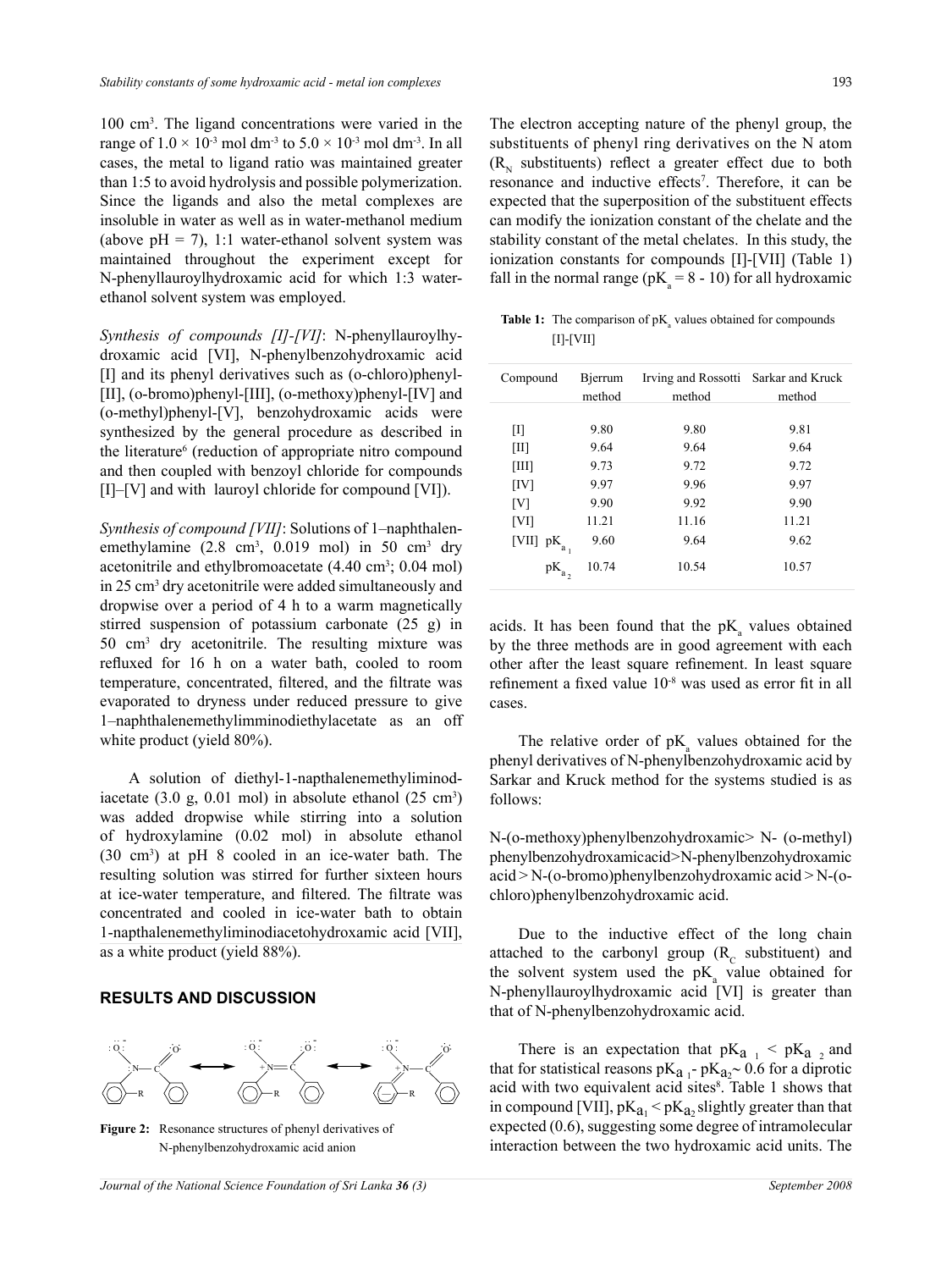100 $cm^3$. The ligand concentrations were varied in the range of $1.0 \times 10^{-3}$ mol $dm^{-3}$ to $5.0 \times 10^{-3}$ mol $dm^{-3}$. In all cases, the metal to ligand ratio was maintained greater than 1:5 to avoid hydrolysis and possible polymerization. Since the ligands and also the metal complexes are insoluble in water as well as in water-methanol medium (above pH = 7), 1:1 water-ethanol solvent system was maintained throughout the experiment except for N-phenyllauroylhydroxamic acid for which 1:3 water-ethanol solvent system was employed.

*Synthesis of compounds [I]-[VI]*: N-phenyllauroylhydroxamic acid [VI], N-phenylbenzohydroxamic acid [I] and its phenyl derivatives such as (o-chloro)phenyl-[II], (o-bromo)phenyl-[III], (o-methoxy)phenyl-[IV] and (o-methyl)phenyl-[V], benzohydroxamic acids were synthesized by the general procedure as described in the literature[6] (reduction of appropriate nitro compound and then coupled with benzoyl chloride for compounds [I]–[V] and with lauroyl chloride for compound [VI]).

*Synthesis of compound [VII]*: Solutions of 1–naphthalenemethylamine (2.8 $cm^3$, 0.019 mol) in 50 $cm^3$ dry acetonitrile and ethylbromoacetate (4.40 $cm^3$; 0.04 mol) in 25 $cm^3$ dry acetonitrile were added simultaneously and dropwise over a period of 4 h to a warm magnetically stirred suspension of potassium carbonate (25 g) in 50 $cm^3$ dry acetonitrile. The resulting mixture was refluxed for 16 h on a water bath, cooled to room temperature, concentrated, filtered, and the filtrate was evaporated to dryness under reduced pressure to give 1–naphthalenemethylimminodiethylacetate as an off white product (yield 80%).

A solution of diethyl-1-napthalenemethyliminodiacetate (3.0 g, 0.01 mol) in absolute ethanol (25 $cm^3$) was added dropwise while stirring into a solution of hydroxylamine (0.02 mol) in absolute ethanol (30 $cm^3$) at pH 8 cooled in an ice-water bath. The resulting solution was stirred for further sixteen hours at ice-water temperature, and filtered. The filtrate was concentrated and cooled in ice-water bath to obtain 1-napthalenemethyliminodiacetohydroxamic acid [VII], as a white product (yield 88%).

## RESULTS AND DISCUSSION

**Figure 2:** Resonance structures of phenyl derivatives of N-phenylbenzohydroxamic acid anion

The electron accepting nature of the phenyl group, the substituents of phenyl ring derivatives on the N atom ($R_N$ substituents) reflect a greater effect due to both resonance and inductive effects[7]. Therefore, it can be expected that the superposition of the substituent effects can modify the ionization constant of the chelate and the stability constant of the metal chelates. In this study, the ionization constants for compounds [I]-[VII] (Table 1) fall in the normal range ($pK_a$ = 8 - 10) for all hydroxamic acids. It has been found that the $pK_a$ values obtained by the three methods are in good agreement with each other after the least square refinement. In least square refinement a fixed value $10^{-8}$ was used as error fit in all cases.

**Table 1:** The comparison of $pK_a$ values obtained for compounds [I]-[VII]

| Compound | Bjerrum method | Irving and Rossotti method | Sarkar and Kruck method |
|---|---|---|---|
| [I] | 9.80 | 9.80 | 9.81 |
| [II] | 9.64 | 9.64 | 9.64 |
| [III] | 9.73 | 9.72 | 9.72 |
| [IV] | 9.97 | 9.96 | 9.97 |
| [V] | 9.90 | 9.92 | 9.90 |
| [VI] | 11.21 | 11.16 | 11.21 |
| [VII] $pK_{a_1}$ | 9.60 | 9.64 | 9.62 |
| $pK_{a_2}$ | 10.74 | 10.54 | 10.57 |

The relative order of $pK_a$ values obtained for the phenyl derivatives of N-phenylbenzohydroxamic acid by Sarkar and Kruck method for the systems studied is as follows:

N-(o-methoxy)phenylbenzohydroxamic> N- (o-methyl) phenylbenzohydroxamicacid>N-phenylbenzohydroxamic acid > N-(o-bromo)phenylbenzohydroxamic acid > N-(o-chloro)phenylbenzohydroxamic acid.

Due to the inductive effect of the long chain attached to the carbonyl group ($R_C$ substituent) and the solvent system used the $pK_a$ value obtained for N-phenyllauroylhydroxamic acid [VI] is greater than that of N-phenylbenzohydroxamic acid.

There is an expectation that $pK_{a_1} < pK_{a_2}$ and that for statistical reasons $pK_{a_1} - pK_{a_2} \sim 0.6$ for a diprotic acid with two equivalent acid sites[8]. Table 1 shows that in compound [VII], $pK_{a_1} < pK_{a_2}$ slightly greater than that expected (0.6), suggesting some degree of intramolecular interaction between the two hydroxamic acid units. The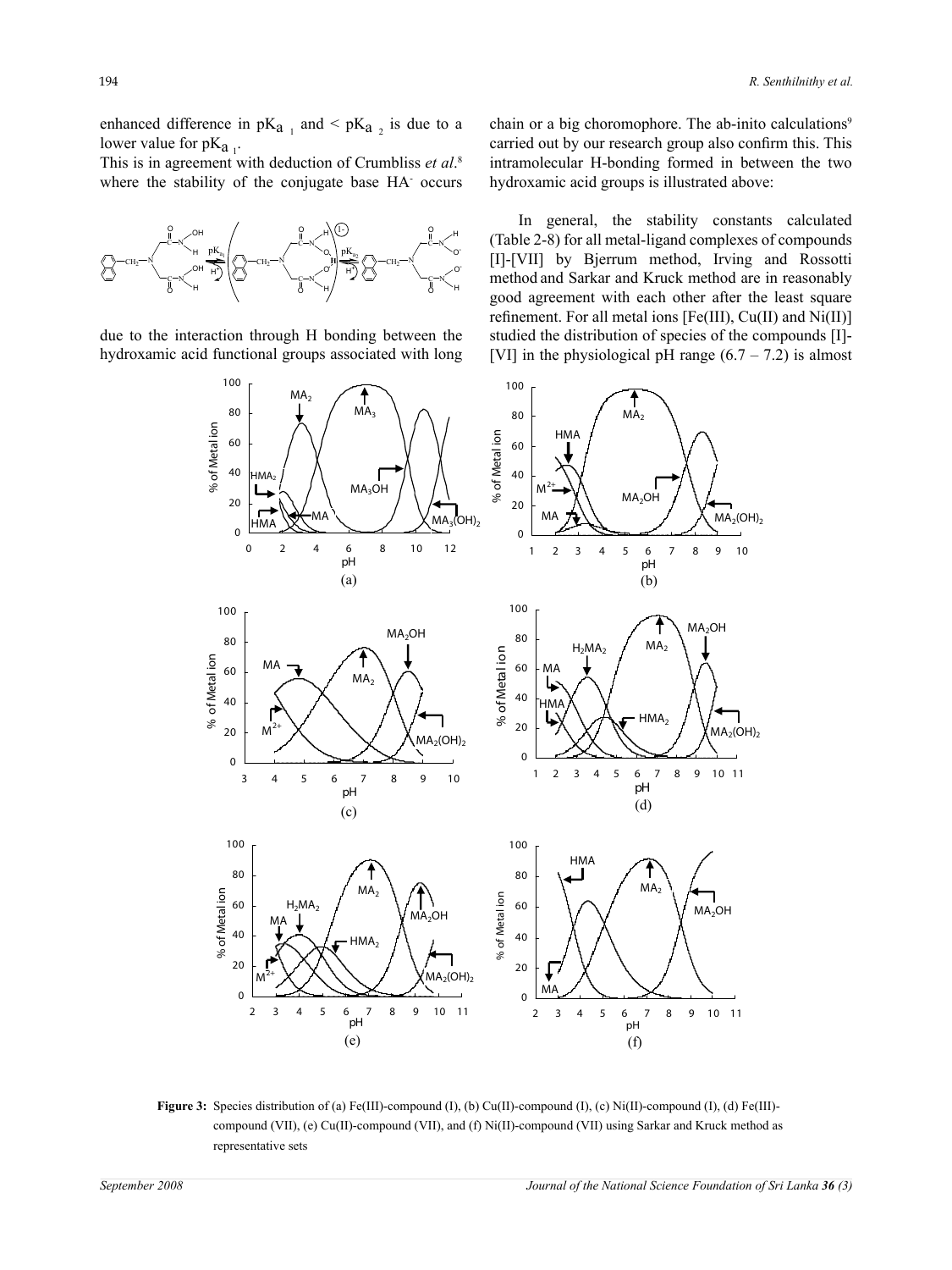enhanced difference in $pK_{a_1}$ and $< pK_{a_2}$ is due to a lower value for $pK_{a_1}$.

This is in agreement with deduction of Crumbliss *et al*.[8] where the stability of the conjugate base $HA^-$ occurs due to the interaction through H bonding between the hydroxamic acid functional groups associated with long chain or a big choromophore. The ab-inito calculations[9] carried out by our research group also confirm this. This intramolecular H-bonding formed in between the two hydroxamic acid groups is illustrated above:

In general, the stability constants calculated (Table 2-8) for all metal-ligand complexes of compounds [I]-[VII] by Bjerrum method, Irving and Rossotti method and Sarkar and Kruck method are in reasonably good agreement with each other after the least square refinement. For all metal ions [Fe(III), Cu(II) and Ni(II)] studied the distribution of species of the compounds [I]-[VI] in the physiological pH range (6.7 – 7.2) is almost

**Figure 3:** Species distribution of (a) Fe(III)-compound (I), (b) Cu(II)-compound (I), (c) Ni(II)-compound (I), (d) Fe(III)-compound (VII), (e) Cu(II)-compound (VII), and (f) Ni(II)-compound (VII) using Sarkar and Kruck method as representative sets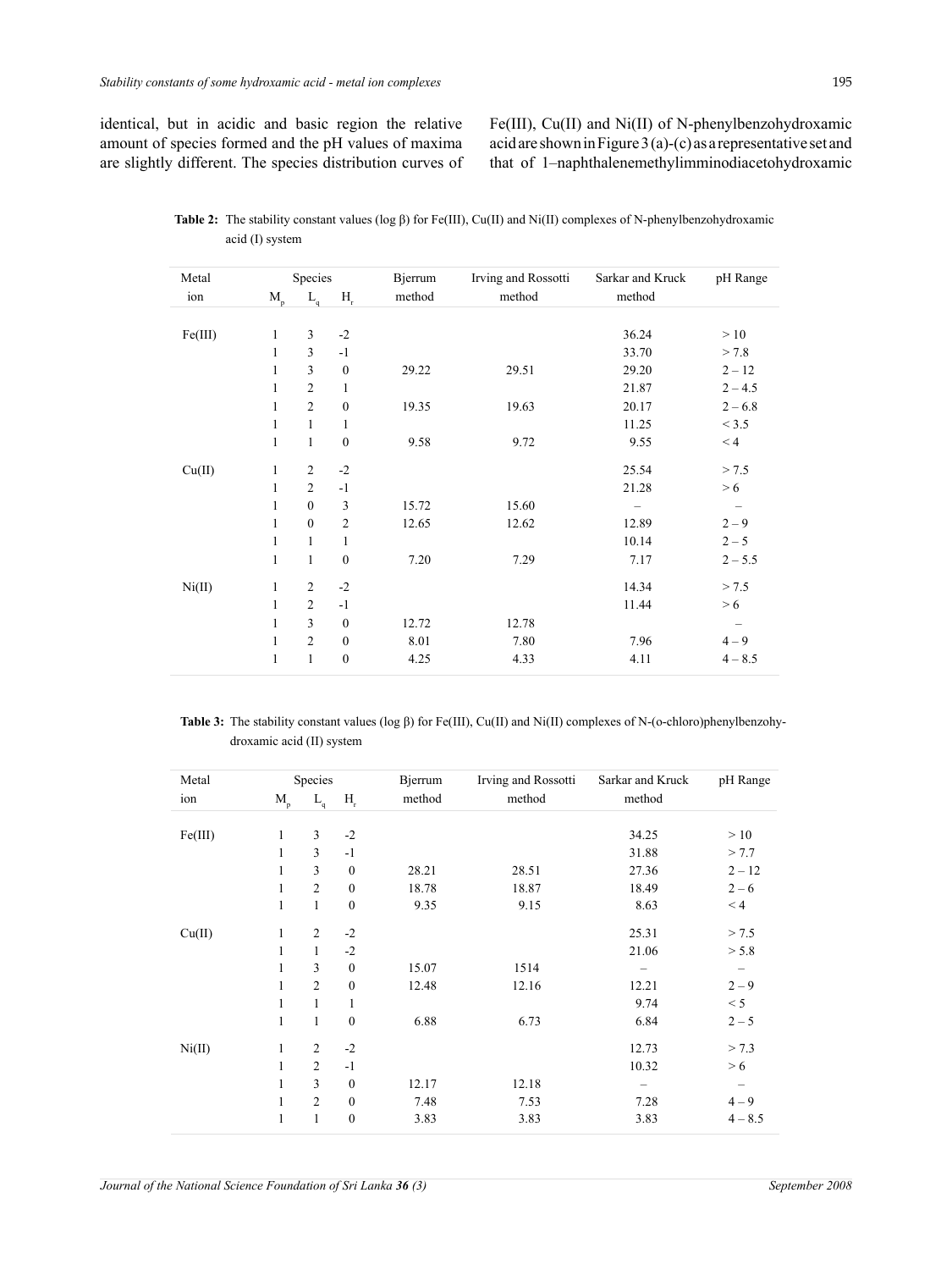identical, but in acidic and basic region the relative amount of species formed and the pH values of maxima are slightly different. The species distribution curves of Fe(III), Cu(II) and Ni(II) of N-phenylbenzohydroxamic acid are shown in Figure 3 (a)-(c) as a representative set and that of 1–naphthalenemethylimminodiacetohydroxamic

**Table 2:** The stability constant values (log β) for Fe(III), Cu(II) and Ni(II) complexes of N-phenylbenzohydroxamic acid (I) system

| Metal ion | Species $M_p$ | $L_q$ | $H_r$ | Bjerrum method | Irving and Rossotti method | Sarkar and Kruck method | pH Range |
|---|---|---|---|---|---|---|---|
| Fe(III) | 1 | 3 | -2 | | | 36.24 | > 10 |
| | 1 | 3 | -1 | | | 33.70 | > 7.8 |
| | 1 | 3 | 0 | 29.22 | 29.51 | 29.20 | 2 – 12 |
| | 1 | 2 | 1 | | | 21.87 | 2 – 4.5 |
| | 1 | 2 | 0 | 19.35 | 19.63 | 20.17 | 2 – 6.8 |
| | 1 | 1 | 1 | | | 11.25 | < 3.5 |
| | 1 | 1 | 0 | 9.58 | 9.72 | 9.55 | < 4 |
| Cu(II) | 1 | 2 | -2 | | | 25.54 | > 7.5 |
| | 1 | 2 | -1 | | | 21.28 | > 6 |
| | 1 | 0 | 3 | 15.72 | 15.60 | – | – |
| | 1 | 0 | 2 | 12.65 | 12.62 | 12.89 | 2 – 9 |
| | 1 | 1 | 1 | | | 10.14 | 2 – 5 |
| | 1 | 1 | 0 | 7.20 | 7.29 | 7.17 | 2 – 5.5 |
| Ni(II) | 1 | 2 | -2 | | | 14.34 | > 7.5 |
| | 1 | 2 | -1 | | | 11.44 | > 6 |
| | 1 | 3 | 0 | 12.72 | 12.78 | | – |
| | 1 | 2 | 0 | 8.01 | 7.80 | 7.96 | 4 – 9 |
| | 1 | 1 | 0 | 4.25 | 4.33 | 4.11 | 4 – 8.5 |

**Table 3:** The stability constant values (log β) for Fe(III), Cu(II) and Ni(II) complexes of N-(o-chloro)phenylbenzohydroxamic acid (II) system

| Metal ion | Species $M_p$ | $L_q$ | $H_r$ | Bjerrum method | Irving and Rossotti method | Sarkar and Kruck method | pH Range |
|---|---|---|---|---|---|---|---|
| Fe(III) | 1 | 3 | -2 | | | 34.25 | > 10 |
| | 1 | 3 | -1 | | | 31.88 | > 7.7 |
| | 1 | 3 | 0 | 28.21 | 28.51 | 27.36 | 2 – 12 |
| | 1 | 2 | 0 | 18.78 | 18.87 | 18.49 | 2 – 6 |
| | 1 | 1 | 0 | 9.35 | 9.15 | 8.63 | < 4 |
| Cu(II) | 1 | 2 | -2 | | | 25.31 | > 7.5 |
| | 1 | 1 | -2 | | | 21.06 | > 5.8 |
| | 1 | 3 | 0 | 15.07 | 1514 | – | – |
| | 1 | 2 | 0 | 12.48 | 12.16 | 12.21 | 2 – 9 |
| | 1 | 1 | 1 | | | 9.74 | < 5 |
| | 1 | 1 | 0 | 6.88 | 6.73 | 6.84 | 2 – 5 |
| Ni(II) | 1 | 2 | -2 | | | 12.73 | > 7.3 |
| | 1 | 2 | -1 | | | 10.32 | > 6 |
| | 1 | 3 | 0 | 12.17 | 12.18 | – | – |
| | 1 | 2 | 0 | 7.48 | 7.53 | 7.28 | 4 – 9 |
| | 1 | 1 | 0 | 3.83 | 3.83 | 3.83 | 4 – 8.5 |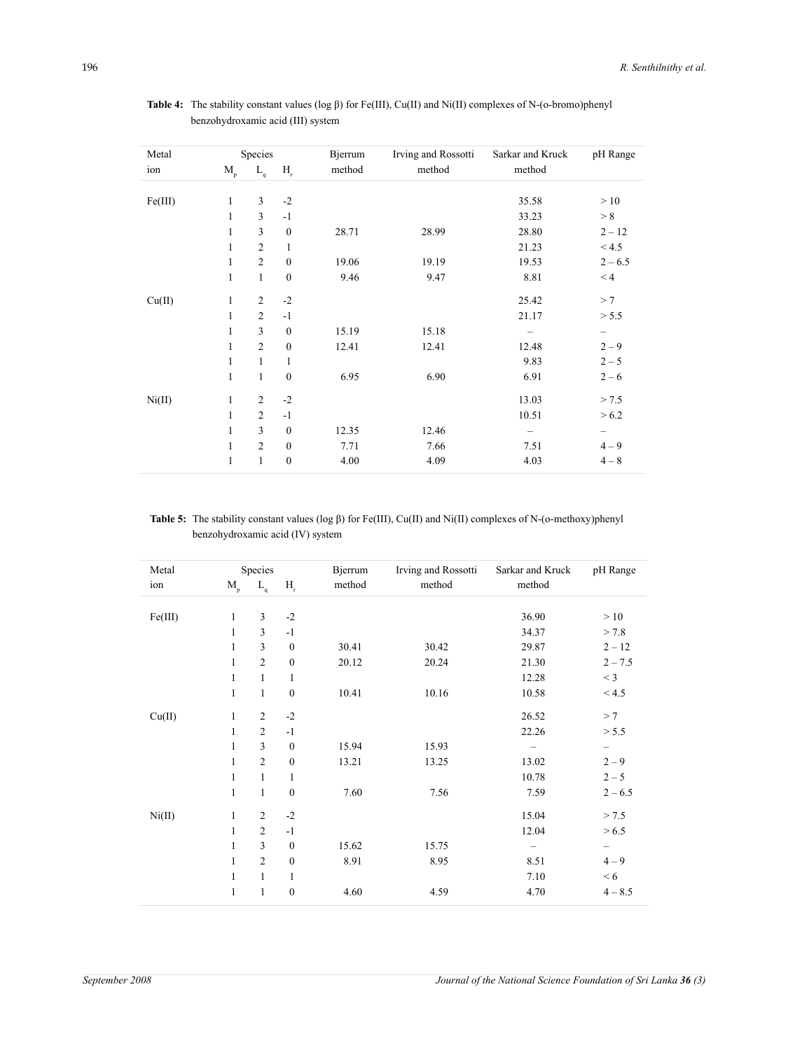**Table 4:** The stability constant values (log β) for Fe(III), Cu(II) and Ni(II) complexes of N-(o-bromo)phenyl benzohydroxamic acid (III) system

| Metal ion | Species $M_p$ | $L_q$ | $H_r$ | Bjerrum method | Irving and Rossotti method | Sarkar and Kruck method | pH Range |
|---|---|---|---|---|---|---|---|
| Fe(III) | 1 | 3 | -2 | | | 35.58 | > 10 |
| | 1 | 3 | -1 | | | 33.23 | > 8 |
| | 1 | 3 | 0 | 28.71 | 28.99 | 28.80 | 2 – 12 |
| | 1 | 2 | 1 | | | 21.23 | < 4.5 |
| | 1 | 2 | 0 | 19.06 | 19.19 | 19.53 | 2 – 6.5 |
| | 1 | 1 | 0 | 9.46 | 9.47 | 8.81 | < 4 |
| Cu(II) | 1 | 2 | -2 | | | 25.42 | > 7 |
| | 1 | 2 | -1 | | | 21.17 | > 5.5 |
| | 1 | 3 | 0 | 15.19 | 15.18 | – | – |
| | 1 | 2 | 0 | 12.41 | 12.41 | 12.48 | 2 – 9 |
| | 1 | 1 | 1 | | | 9.83 | 2 – 5 |
| | 1 | 1 | 0 | 6.95 | 6.90 | 6.91 | 2 – 6 |
| Ni(II) | 1 | 2 | -2 | | | 13.03 | > 7.5 |
| | 1 | 2 | -1 | | | 10.51 | > 6.2 |
| | 1 | 3 | 0 | 12.35 | 12.46 | – | – |
| | 1 | 2 | 0 | 7.71 | 7.66 | 7.51 | 4 – 9 |
| | 1 | 1 | 0 | 4.00 | 4.09 | 4.03 | 4 – 8 |

**Table 5:** The stability constant values (log β) for Fe(III), Cu(II) and Ni(II) complexes of N-(o-methoxy)phenyl benzohydroxamic acid (IV) system

| Metal ion | Species $M_p$ | $L_q$ | $H_r$ | Bjerrum method | Irving and Rossotti method | Sarkar and Kruck method | pH Range |
|---|---|---|---|---|---|---|---|
| Fe(III) | 1 | 3 | -2 | | | 36.90 | > 10 |
| | 1 | 3 | -1 | | | 34.37 | > 7.8 |
| | 1 | 3 | 0 | 30.41 | 30.42 | 29.87 | 2 – 12 |
| | 1 | 2 | 0 | 20.12 | 20.24 | 21.30 | 2 – 7.5 |
| | 1 | 1 | 1 | | | 12.28 | < 3 |
| | 1 | 1 | 0 | 10.41 | 10.16 | 10.58 | < 4.5 |
| Cu(II) | 1 | 2 | -2 | | | 26.52 | > 7 |
| | 1 | 2 | -1 | | | 22.26 | > 5.5 |
| | 1 | 3 | 0 | 15.94 | 15.93 | – | – |
| | 1 | 2 | 0 | 13.21 | 13.25 | 13.02 | 2 – 9 |
| | 1 | 1 | 1 | | | 10.78 | 2 – 5 |
| | 1 | 1 | 0 | 7.60 | 7.56 | 7.59 | 2 – 6.5 |
| Ni(II) | 1 | 2 | -2 | | | 15.04 | > 7.5 |
| | 1 | 2 | -1 | | | 12.04 | > 6.5 |
| | 1 | 3 | 0 | 15.62 | 15.75 | – | – |
| | 1 | 2 | 0 | 8.91 | 8.95 | 8.51 | 4 – 9 |
| | 1 | 1 | 1 | | | 7.10 | < 6 |
| | 1 | 1 | 0 | 4.60 | 4.59 | 4.70 | 4 – 8.5 |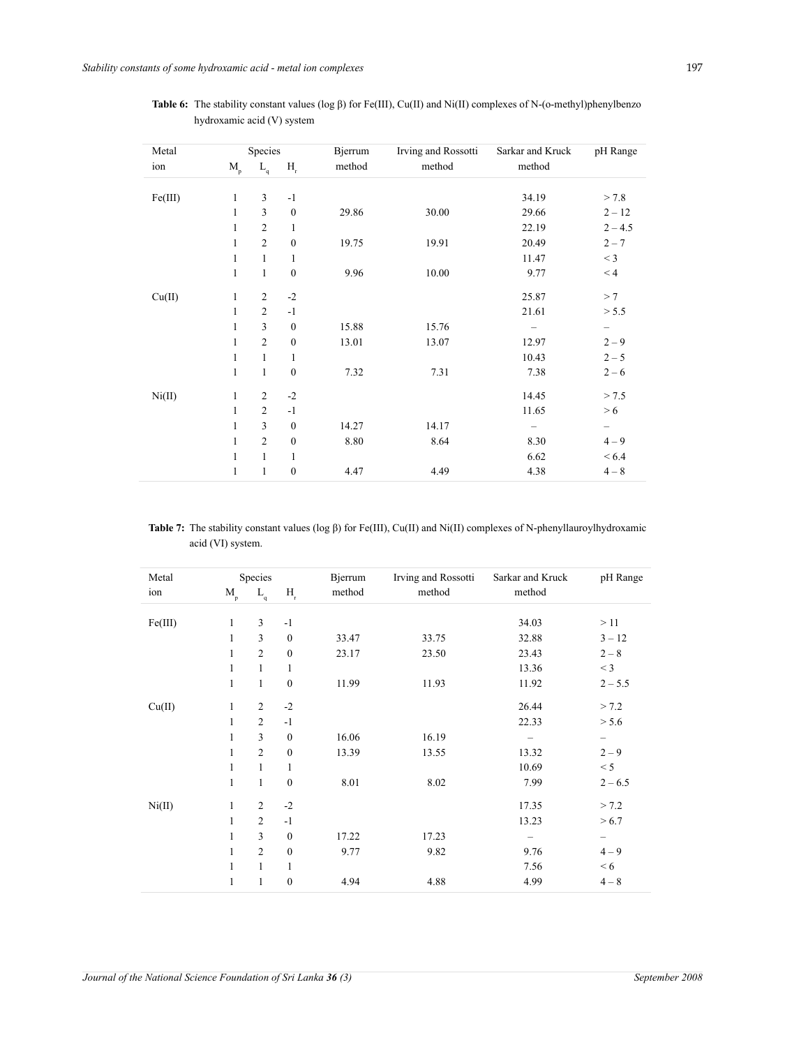**Table 6:** The stability constant values (log β) for Fe(III), Cu(II) and Ni(II) complexes of N-(o-methyl)phenylbenzo hydroxamic acid (V) system

| Metal ion | Species $M_p$ | $L_q$ | $H_r$ | Bjerrum method | Irving and Rossotti method | Sarkar and Kruck method | pH Range |
|---|---|---|---|---|---|---|---|
| Fe(III) | 1 | 3 | -1 | | | 34.19 | > 7.8 |
| | 1 | 3 | 0 | 29.86 | 30.00 | 29.66 | 2 – 12 |
| | 1 | 2 | 1 | | | 22.19 | 2 – 4.5 |
| | 1 | 2 | 0 | 19.75 | 19.91 | 20.49 | 2 – 7 |
| | 1 | 1 | 1 | | | 11.47 | < 3 |
| | 1 | 1 | 0 | 9.96 | 10.00 | 9.77 | < 4 |
| Cu(II) | 1 | 2 | -2 | | | 25.87 | > 7 |
| | 1 | 2 | -1 | | | 21.61 | > 5.5 |
| | 1 | 3 | 0 | 15.88 | 15.76 | – | – |
| | 1 | 2 | 0 | 13.01 | 13.07 | 12.97 | 2 – 9 |
| | 1 | 1 | 1 | | | 10.43 | 2 – 5 |
| | 1 | 1 | 0 | 7.32 | 7.31 | 7.38 | 2 – 6 |
| Ni(II) | 1 | 2 | -2 | | | 14.45 | > 7.5 |
| | 1 | 2 | -1 | | | 11.65 | > 6 |
| | 1 | 3 | 0 | 14.27 | 14.17 | – | – |
| | 1 | 2 | 0 | 8.80 | 8.64 | 8.30 | 4 – 9 |
| | 1 | 1 | 1 | | | 6.62 | < 6.4 |
| | 1 | 1 | 0 | 4.47 | 4.49 | 4.38 | 4 – 8 |

**Table 7:** The stability constant values (log β) for Fe(III), Cu(II) and Ni(II) complexes of N-phenyllauroylhydroxamic acid (VI) system.

| Metal ion | Species $M_p$ | $L_q$ | $H_r$ | Bjerrum method | Irving and Rossotti method | Sarkar and Kruck method | pH Range |
|---|---|---|---|---|---|---|---|
| Fe(III) | 1 | 3 | -1 | | | 34.03 | > 11 |
| | 1 | 3 | 0 | 33.47 | 33.75 | 32.88 | 3 – 12 |
| | 1 | 2 | 0 | 23.17 | 23.50 | 23.43 | 2 – 8 |
| | 1 | 1 | 1 | | | 13.36 | < 3 |
| | 1 | 1 | 0 | 11.99 | 11.93 | 11.92 | 2 – 5.5 |
| Cu(II) | 1 | 2 | -2 | | | 26.44 | > 7.2 |
| | 1 | 2 | -1 | | | 22.33 | > 5.6 |
| | 1 | 3 | 0 | 16.06 | 16.19 | – | – |
| | 1 | 2 | 0 | 13.39 | 13.55 | 13.32 | 2 – 9 |
| | 1 | 1 | 1 | | | 10.69 | < 5 |
| | 1 | 1 | 0 | 8.01 | 8.02 | 7.99 | 2 – 6.5 |
| Ni(II) | 1 | 2 | -2 | | | 17.35 | > 7.2 |
| | 1 | 2 | -1 | | | 13.23 | > 6.7 |
| | 1 | 3 | 0 | 17.22 | 17.23 | – | – |
| | 1 | 2 | 0 | 9.77 | 9.82 | 9.76 | 4 – 9 |
| | 1 | 1 | 1 | | | 7.56 | < 6 |
| | 1 | 1 | 0 | 4.94 | 4.88 | 4.99 | 4 – 8 |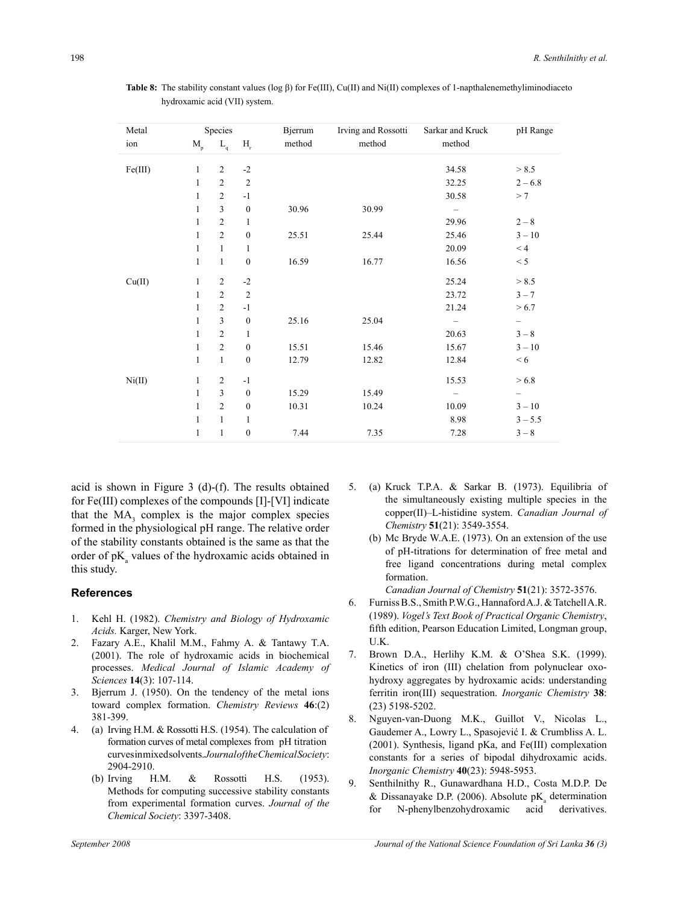**Table 8:** The stability constant values (log β) for Fe(III), Cu(II) and Ni(II) complexes of 1-napthalenemethyliminodiaceto hydroxamic acid (VII) system.

| Metal ion | Species $M_p$ | $L_q$ | $H_r$ | Bjerrum method | Irving and Rossotti method | Sarkar and Kruck method | pH Range |
|---|---|---|---|---|---|---|---|
| Fe(III) | 1 | 2 | -2 | | | 34.58 | > 8.5 |
| | 1 | 2 | 2 | | | 32.25 | 2 – 6.8 |
| | 1 | 2 | -1 | | | 30.58 | > 7 |
| | 1 | 3 | 0 | 30.96 | 30.99 | – | |
| | 1 | 2 | 1 | | | 29.96 | 2 – 8 |
| | 1 | 2 | 0 | 25.51 | 25.44 | 25.46 | 3 – 10 |
| | 1 | 1 | 1 | | | 20.09 | < 4 |
| | 1 | 1 | 0 | 16.59 | 16.77 | 16.56 | < 5 |
| Cu(II) | 1 | 2 | -2 | | | 25.24 | > 8.5 |
| | 1 | 2 | 2 | | | 23.72 | 3 – 7 |
| | 1 | 2 | -1 | | | 21.24 | > 6.7 |
| | 1 | 3 | 0 | 25.16 | 25.04 | – | – |
| | 1 | 2 | 1 | | | 20.63 | 3 – 8 |
| | 1 | 2 | 0 | 15.51 | 15.46 | 15.67 | 3 – 10 |
| | 1 | 1 | 0 | 12.79 | 12.82 | 12.84 | < 6 |
| Ni(II) | 1 | 2 | -1 | | | 15.53 | > 6.8 |
| | 1 | 3 | 0 | 15.29 | 15.49 | – | – |
| | 1 | 2 | 0 | 10.31 | 10.24 | 10.09 | 3 – 10 |
| | 1 | 1 | 1 | | | 8.98 | 3 – 5.5 |
| | 1 | 1 | 0 | 7.44 | 7.35 | 7.28 | 3 – 8 |

acid is shown in Figure 3 (d)-(f). The results obtained for Fe(III) complexes of the compounds [I]-[VI] indicate that the $MA_3$ complex is the major complex species formed in the physiological pH range. The relative order of the stability constants obtained is the same as that the order of $pK_a$ values of the hydroxamic acids obtained in this study.

## References

1. Kehl H. (1982). *Chemistry and Biology of Hydroxamic Acids.* Karger, New York.
2. Fazary A.E., Khalil M.M., Fahmy A. & Tantawy T.A. (2001). The role of hydroxamic acids in biochemical processes. *Medical Journal of Islamic Academy of Sciences* **14**(3): 107-114.
3. Bjerrum J. (1950). On the tendency of the metal ions toward complex formation. *Chemistry Reviews* **46**:(2) 381-399.
4. (a) Irving H.M. & Rossotti H.S. (1954). The calculation of formation curves of metal complexes from pH titration curves in mixed solvents. *Journal of the Chemical Society*: 2904-2910.
   (b) Irving H.M. & Rossotti H.S. (1953). Methods for computing successive stability constants from experimental formation curves. *Journal of the Chemical Society*: 3397-3408.
5. (a) Kruck T.P.A. & Sarkar B. (1973). Equilibria of the simultaneously existing multiple species in the copper(II)–L-histidine system. *Canadian Journal of Chemistry* **51**(21): 3549-3554.
   (b) Mc Bryde W.A.E. (1973). On an extension of the use of pH-titrations for determination of free metal and free ligand concentrations during metal complex formation. *Canadian Journal of Chemistry* **51**(21): 3572-3576.
6. Furniss B.S., Smith P.W.G., Hannaford A.J. & Tatchell A.R. (1989). *Vogel's Text Book of Practical Organic Chemistry*, fifth edition, Pearson Education Limited, Longman group, U.K.
7. Brown D.A., Herlihy K.M. & O'Shea S.K. (1999). Kinetics of iron (III) chelation from polynuclear oxo-hydroxy aggregates by hydroxamic acids: understanding ferritin iron(III) sequestration. *Inorganic Chemistry* **38**: (23) 5198-5202.
8. Nguyen-van-Duong M.K., Guillot V., Nicolas L., Gaudemer A., Lowry L., Spasojević I. & Crumbliss A. L. (2001). Synthesis, ligand pKa, and Fe(III) complexation constants for a series of bipodal dihydroxamic acids. *Inorganic Chemistry* **40**(23): 5948-5953.
9. Senthilnithy R., Gunawardhana H.D., Costa M.D.P. De & Dissanayake D.P. (2006). Absolute $pK_a$ determination for N-phenylbenzohydroxamic acid derivatives.